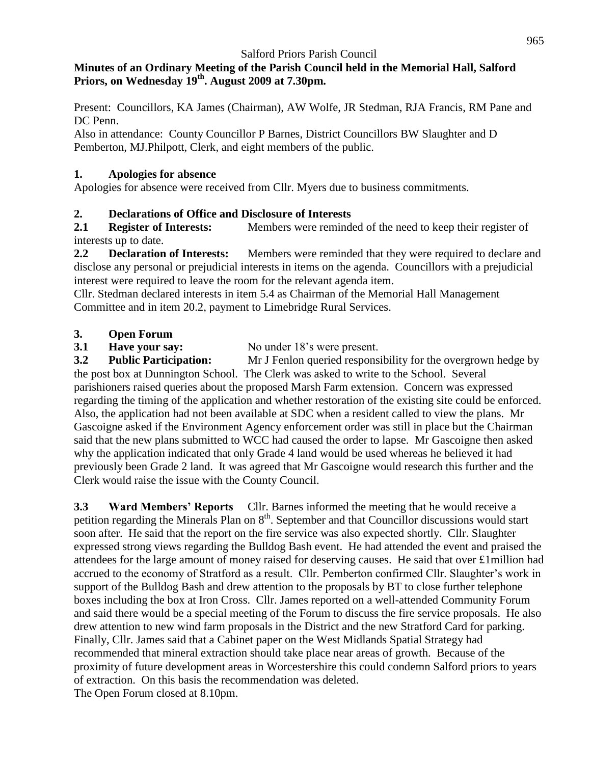Salford Priors Parish Council

**Minutes of an Ordinary Meeting of the Parish Council held in the Memorial Hall, Salford Priors, on Wednesday 19th. August 2009 at 7.30pm.**

Present: Councillors, KA James (Chairman), AW Wolfe, JR Stedman, RJA Francis, RM Pane and DC Penn.

Also in attendance: County Councillor P Barnes, District Councillors BW Slaughter and D Pemberton, MJ.Philpott, Clerk, and eight members of the public.

## 1. Apologies for absence

Apologies for absence were received from Cllr. Myers due to business commitments.

## 2. Declarations of Office and Disclosure of Interests

**2.1 Register of Interests:** Members were reminded of the need to keep their register of interests up to date.

**2.2 Declaration of Interests:** Members were reminded that they were required to declare and disclose any personal or prejudicial interests in items on the agenda. Councillors with a prejudicial interest were required to leave the room for the relevant agenda item.

Cllr. Stedman declared interests in item 5.4 as Chairman of the Memorial Hall Management Committee and in item 20.2, payment to Limebridge Rural Services.

## 3. Open Forum

**3.1 Have your say:** No under 18's were present.

**3.2 Public Participation:** Mr J Fenlon queried responsibility for the overgrown hedge by the post box at Dunnington School. The Clerk was asked to write to the School. Several parishioners raised queries about the proposed Marsh Farm extension. Concern was expressed regarding the timing of the application and whether restoration of the existing site could be enforced. Also, the application had not been available at SDC when a resident called to view the plans. Mr Gascoigne asked if the Environment Agency enforcement order was still in place but the Chairman said that the new plans submitted to WCC had caused the order to lapse. Mr Gascoigne then asked why the application indicated that only Grade 4 land would be used whereas he believed it had previously been Grade 2 land. It was agreed that Mr Gascoigne would research this further and the Clerk would raise the issue with the County Council.

**3.3 Ward Members' Reports** Cllr. Barnes informed the meeting that he would receive a petition regarding the Minerals Plan on 8th. September and that Councillor discussions would start soon after. He said that the report on the fire service was also expected shortly. Cllr. Slaughter expressed strong views regarding the Bulldog Bash event. He had attended the event and praised the attendees for the large amount of money raised for deserving causes. He said that over £1million had accrued to the economy of Stratford as a result. Cllr. Pemberton confirmed Cllr. Slaughter's work in support of the Bulldog Bash and drew attention to the proposals by BT to close further telephone boxes including the box at Iron Cross. Cllr. James reported on a well-attended Community Forum and said there would be a special meeting of the Forum to discuss the fire service proposals. He also drew attention to new wind farm proposals in the District and the new Stratford Card for parking. Finally, Cllr. James said that a Cabinet paper on the West Midlands Spatial Strategy had recommended that mineral extraction should take place near areas of growth. Because of the proximity of future development areas in Worcestershire this could condemn Salford priors to years of extraction. On this basis the recommendation was deleted.

The Open Forum closed at 8.10pm.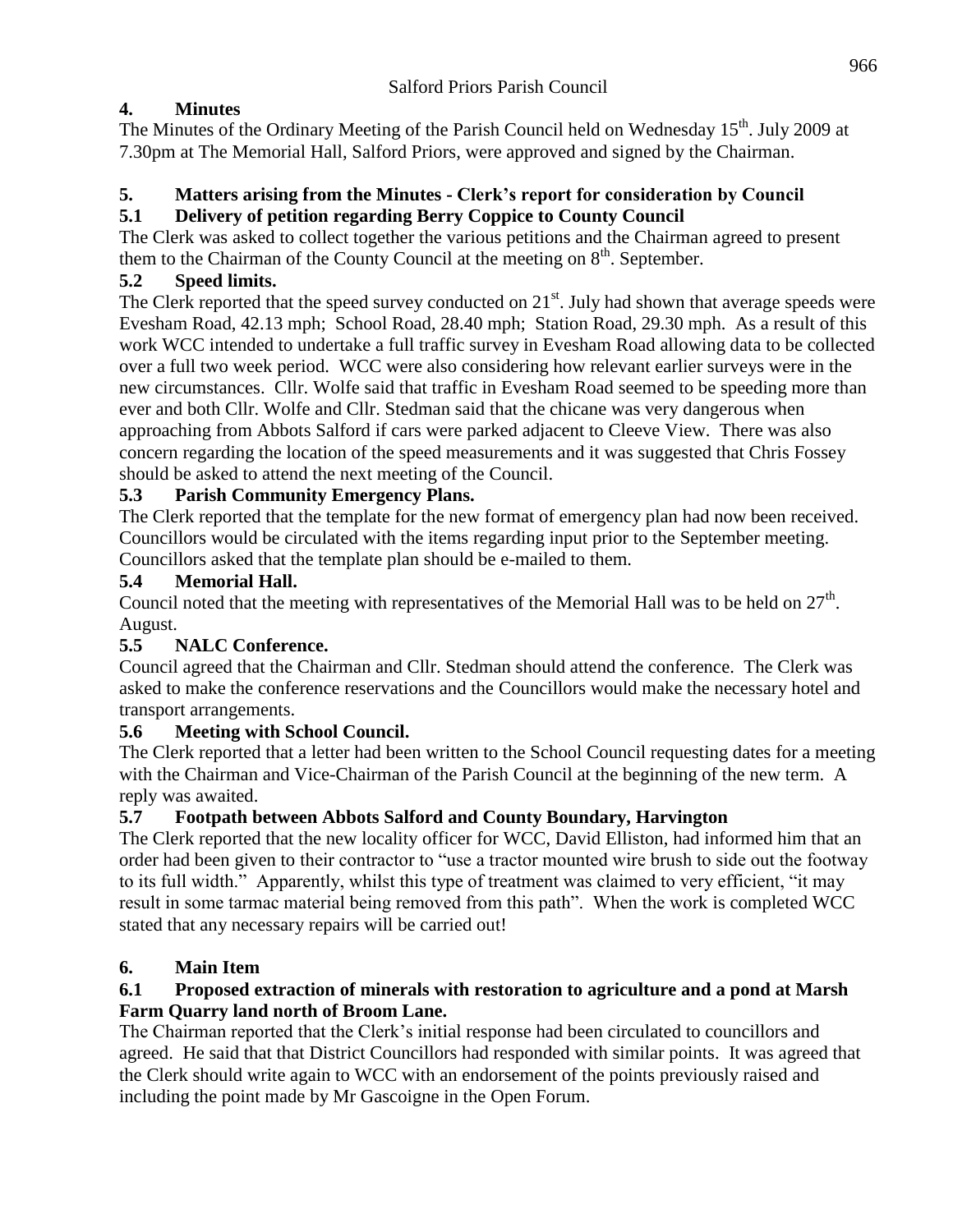Salford Priors Parish Council

## 4. Minutes

The Minutes of the Ordinary Meeting of the Parish Council held on Wednesday 15th. July 2009 at 7.30pm at The Memorial Hall, Salford Priors, were approved and signed by the Chairman.

## 5. Matters arising from the Minutes - Clerk's report for consideration by Council

### 5.1 Delivery of petition regarding Berry Coppice to County Council

The Clerk was asked to collect together the various petitions and the Chairman agreed to present them to the Chairman of the County Council at the meeting on 8th. September.

### 5.2 Speed limits.

The Clerk reported that the speed survey conducted on 21st. July had shown that average speeds were Evesham Road, 42.13 mph; School Road, 28.40 mph; Station Road, 29.30 mph. As a result of this work WCC intended to undertake a full traffic survey in Evesham Road allowing data to be collected over a full two week period. WCC were also considering how relevant earlier surveys were in the new circumstances. Cllr. Wolfe said that traffic in Evesham Road seemed to be speeding more than ever and both Cllr. Wolfe and Cllr. Stedman said that the chicane was very dangerous when approaching from Abbots Salford if cars were parked adjacent to Cleeve View. There was also concern regarding the location of the speed measurements and it was suggested that Chris Fossey should be asked to attend the next meeting of the Council.

### 5.3 Parish Community Emergency Plans.

The Clerk reported that the template for the new format of emergency plan had now been received. Councillors would be circulated with the items regarding input prior to the September meeting. Councillors asked that the template plan should be e-mailed to them.

### 5.4 Memorial Hall.

Council noted that the meeting with representatives of the Memorial Hall was to be held on 27th. August.

### 5.5 NALC Conference.

Council agreed that the Chairman and Cllr. Stedman should attend the conference. The Clerk was asked to make the conference reservations and the Councillors would make the necessary hotel and transport arrangements.

### 5.6 Meeting with School Council.

The Clerk reported that a letter had been written to the School Council requesting dates for a meeting with the Chairman and Vice-Chairman of the Parish Council at the beginning of the new term. A reply was awaited.

### 5.7 Footpath between Abbots Salford and County Boundary, Harvington

The Clerk reported that the new locality officer for WCC, David Elliston, had informed him that an order had been given to their contractor to "use a tractor mounted wire brush to side out the footway to its full width." Apparently, whilst this type of treatment was claimed to very efficient, "it may result in some tarmac material being removed from this path". When the work is completed WCC stated that any necessary repairs will be carried out!

## 6. Main Item

### 6.1 Proposed extraction of minerals with restoration to agriculture and a pond at Marsh Farm Quarry land north of Broom Lane.

The Chairman reported that the Clerk's initial response had been circulated to councillors and agreed. He said that that District Councillors had responded with similar points. It was agreed that the Clerk should write again to WCC with an endorsement of the points previously raised and including the point made by Mr Gascoigne in the Open Forum.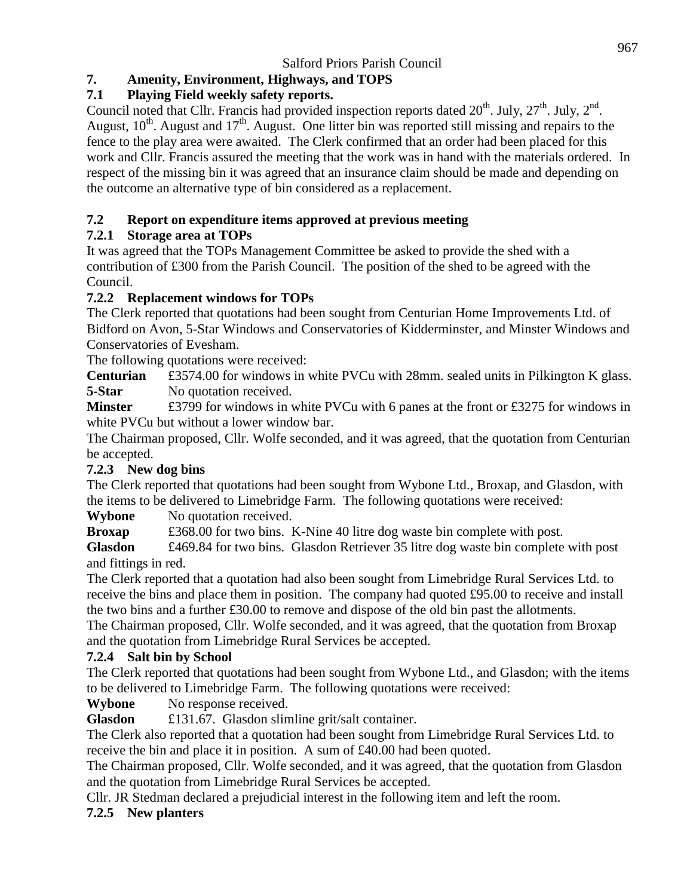## 7. Amenity, Environment, Highways, and TOPS

### 7.1 Playing Field weekly safety reports.

Council noted that Cllr. Francis had provided inspection reports dated 20th. July, 27th. July, 2nd. August, 10th. August and 17th. August. One litter bin was reported still missing and repairs to the fence to the play area were awaited. The Clerk confirmed that an order had been placed for this work and Cllr. Francis assured the meeting that the work was in hand with the materials ordered. In respect of the missing bin it was agreed that an insurance claim should be made and depending on the outcome an alternative type of bin considered as a replacement.

### 7.2 Report on expenditure items approved at previous meeting

#### 7.2.1 Storage area at TOPs

It was agreed that the TOPs Management Committee be asked to provide the shed with a contribution of £300 from the Parish Council. The position of the shed to be agreed with the Council.

#### 7.2.2 Replacement windows for TOPs

The Clerk reported that quotations had been sought from Centurian Home Improvements Ltd. of Bidford on Avon, 5-Star Windows and Conservatories of Kidderminster, and Minster Windows and Conservatories of Evesham.

The following quotations were received:

**Centurian** £3574.00 for windows in white PVCu with 28mm. sealed units in Pilkington K glass.
**5-Star** No quotation received.
**Minster** £3799 for windows in white PVCu with 6 panes at the front or £3275 for windows in white PVCu but without a lower window bar.

The Chairman proposed, Cllr. Wolfe seconded, and it was agreed, that the quotation from Centurian be accepted.

#### 7.2.3 New dog bins

The Clerk reported that quotations had been sought from Wybone Ltd., Broxap, and Glasdon, with the items to be delivered to Limebridge Farm. The following quotations were received:

**Wybone** No quotation received.
**Broxap** £368.00 for two bins. K-Nine 40 litre dog waste bin complete with post.
**Glasdon** £469.84 for two bins. Glasdon Retriever 35 litre dog waste bin complete with post and fittings in red.

The Clerk reported that a quotation had also been sought from Limebridge Rural Services Ltd. to receive the bins and place them in position. The company had quoted £95.00 to receive and install the two bins and a further £30.00 to remove and dispose of the old bin past the allotments.

The Chairman proposed, Cllr. Wolfe seconded, and it was agreed, that the quotation from Broxap and the quotation from Limebridge Rural Services be accepted.

#### 7.2.4 Salt bin by School

The Clerk reported that quotations had been sought from Wybone Ltd., and Glasdon; with the items to be delivered to Limebridge Farm. The following quotations were received:

**Wybone** No response received.
**Glasdon** £131.67. Glasdon slimline grit/salt container.

The Clerk also reported that a quotation had been sought from Limebridge Rural Services Ltd. to receive the bin and place it in position. A sum of £40.00 had been quoted.

The Chairman proposed, Cllr. Wolfe seconded, and it was agreed, that the quotation from Glasdon and the quotation from Limebridge Rural Services be accepted.

Cllr. JR Stedman declared a prejudicial interest in the following item and left the room.

#### 7.2.5 New planters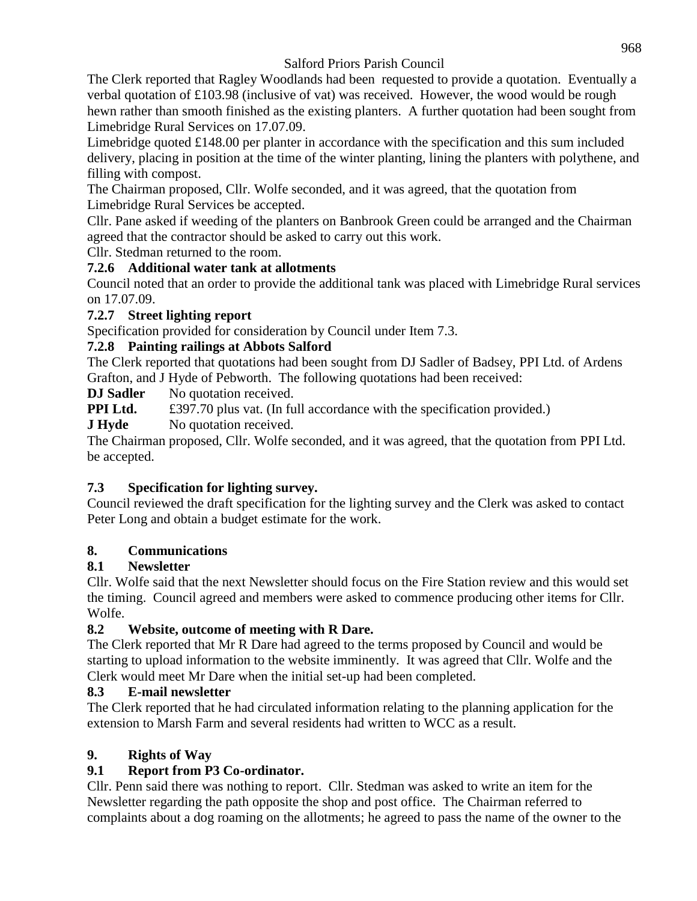The Clerk reported that Ragley Woodlands had been requested to provide a quotation. Eventually a verbal quotation of £103.98 (inclusive of vat) was received. However, the wood would be rough hewn rather than smooth finished as the existing planters. A further quotation had been sought from Limebridge Rural Services on 17.07.09.

Limebridge quoted £148.00 per planter in accordance with the specification and this sum included delivery, placing in position at the time of the winter planting, lining the planters with polythene, and filling with compost.

The Chairman proposed, Cllr. Wolfe seconded, and it was agreed, that the quotation from Limebridge Rural Services be accepted.

Cllr. Pane asked if weeding of the planters on Banbrook Green could be arranged and the Chairman agreed that the contractor should be asked to carry out this work.

Cllr. Stedman returned to the room.

### 7.2.6 Additional water tank at allotments

Council noted that an order to provide the additional tank was placed with Limebridge Rural services on 17.07.09.

### 7.2.7 Street lighting report

Specification provided for consideration by Council under Item 7.3.

### 7.2.8 Painting railings at Abbots Salford

The Clerk reported that quotations had been sought from DJ Sadler of Badsey, PPI Ltd. of Ardens Grafton, and J Hyde of Pebworth. The following quotations had been received:

**DJ Sadler** No quotation received.
**PPI Ltd.** £397.70 plus vat. (In full accordance with the specification provided.)
**J Hyde** No quotation received.

The Chairman proposed, Cllr. Wolfe seconded, and it was agreed, that the quotation from PPI Ltd. be accepted.

### 7.3 Specification for lighting survey.

Council reviewed the draft specification for the lighting survey and the Clerk was asked to contact Peter Long and obtain a budget estimate for the work.

## 8. Communications

### 8.1 Newsletter

Cllr. Wolfe said that the next Newsletter should focus on the Fire Station review and this would set the timing. Council agreed and members were asked to commence producing other items for Cllr. Wolfe.

### 8.2 Website, outcome of meeting with R Dare.

The Clerk reported that Mr R Dare had agreed to the terms proposed by Council and would be starting to upload information to the website imminently. It was agreed that Cllr. Wolfe and the Clerk would meet Mr Dare when the initial set-up had been completed.

### 8.3 E-mail newsletter

The Clerk reported that he had circulated information relating to the planning application for the extension to Marsh Farm and several residents had written to WCC as a result.

## 9. Rights of Way

### 9.1 Report from P3 Co-ordinator.

Cllr. Penn said there was nothing to report. Cllr. Stedman was asked to write an item for the Newsletter regarding the path opposite the shop and post office. The Chairman referred to complaints about a dog roaming on the allotments; he agreed to pass the name of the owner to the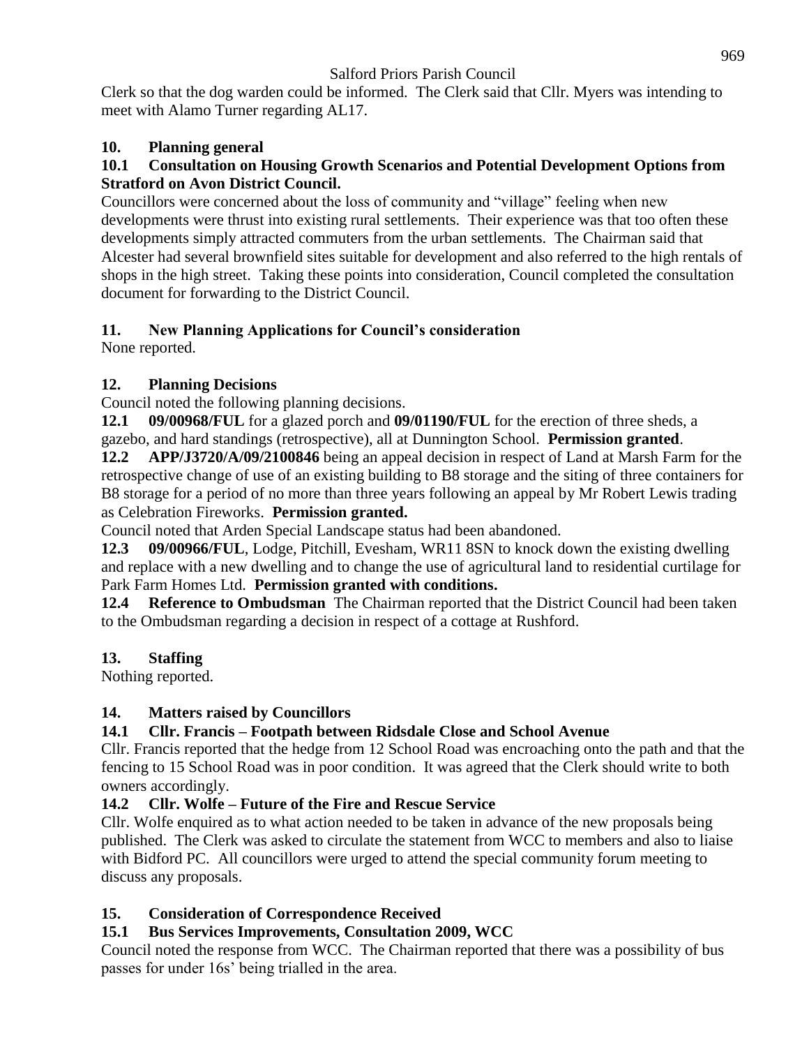Clerk so that the dog warden could be informed. The Clerk said that Cllr. Myers was intending to meet with Alamo Turner regarding AL17.

## 10. Planning general

### 10.1 Consultation on Housing Growth Scenarios and Potential Development Options from Stratford on Avon District Council.

Councillors were concerned about the loss of community and "village" feeling when new developments were thrust into existing rural settlements. Their experience was that too often these developments simply attracted commuters from the urban settlements. The Chairman said that Alcester had several brownfield sites suitable for development and also referred to the high rentals of shops in the high street. Taking these points into consideration, Council completed the consultation document for forwarding to the District Council.

## 11. New Planning Applications for Council's consideration

None reported.

## 12. Planning Decisions

Council noted the following planning decisions.

**12.1 09/00968/FUL** for a glazed porch and **09/01190/FUL** for the erection of three sheds, a gazebo, and hard standings (retrospective), all at Dunnington School. **Permission granted**.

**12.2 APP/J3720/A/09/2100846** being an appeal decision in respect of Land at Marsh Farm for the retrospective change of use of an existing building to B8 storage and the siting of three containers for B8 storage for a period of no more than three years following an appeal by Mr Robert Lewis trading as Celebration Fireworks. **Permission granted.**

Council noted that Arden Special Landscape status had been abandoned.

**12.3 09/00966/FUL**, Lodge, Pitchill, Evesham, WR11 8SN to knock down the existing dwelling and replace with a new dwelling and to change the use of agricultural land to residential curtilage for Park Farm Homes Ltd. **Permission granted with conditions.**

**12.4 Reference to Ombudsman** The Chairman reported that the District Council had been taken to the Ombudsman regarding a decision in respect of a cottage at Rushford.

## 13. Staffing

Nothing reported.

## 14. Matters raised by Councillors

### 14.1 Cllr. Francis – Footpath between Ridsdale Close and School Avenue

Cllr. Francis reported that the hedge from 12 School Road was encroaching onto the path and that the fencing to 15 School Road was in poor condition. It was agreed that the Clerk should write to both owners accordingly.

### 14.2 Cllr. Wolfe – Future of the Fire and Rescue Service

Cllr. Wolfe enquired as to what action needed to be taken in advance of the new proposals being published. The Clerk was asked to circulate the statement from WCC to members and also to liaise with Bidford PC. All councillors were urged to attend the special community forum meeting to discuss any proposals.

## 15. Consideration of Correspondence Received

### 15.1 Bus Services Improvements, Consultation 2009, WCC

Council noted the response from WCC. The Chairman reported that there was a possibility of bus passes for under 16s' being trialled in the area.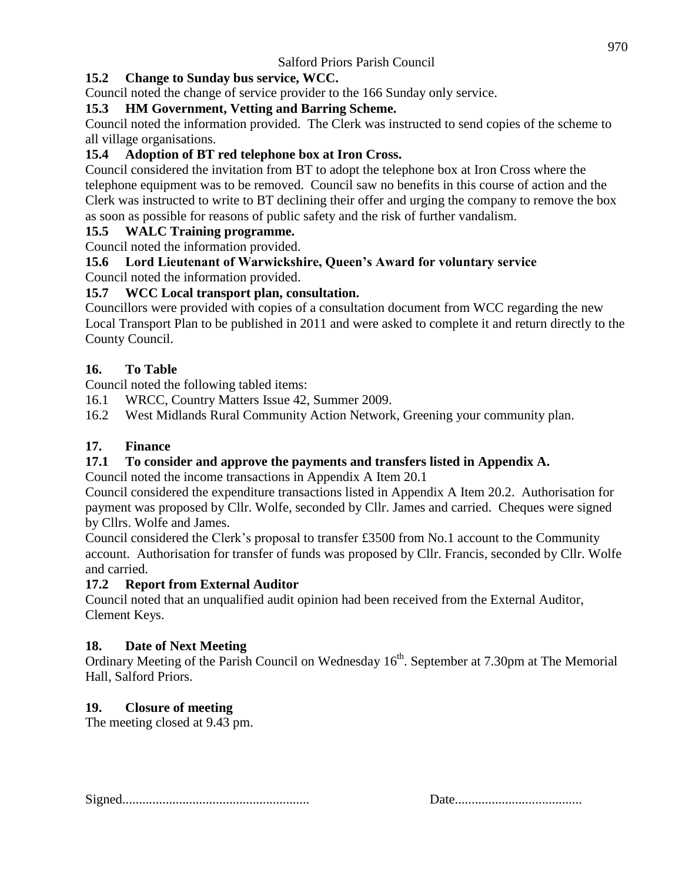### 15.2 Change to Sunday bus service, WCC.

Council noted the change of service provider to the 166 Sunday only service.

### 15.3 HM Government, Vetting and Barring Scheme.

Council noted the information provided. The Clerk was instructed to send copies of the scheme to all village organisations.

### 15.4 Adoption of BT red telephone box at Iron Cross.

Council considered the invitation from BT to adopt the telephone box at Iron Cross where the telephone equipment was to be removed. Council saw no benefits in this course of action and the Clerk was instructed to write to BT declining their offer and urging the company to remove the box as soon as possible for reasons of public safety and the risk of further vandalism.

### 15.5 WALC Training programme.

Council noted the information provided.

### 15.6 Lord Lieutenant of Warwickshire, Queen's Award for voluntary service

Council noted the information provided.

### 15.7 WCC Local transport plan, consultation.

Councillors were provided with copies of a consultation document from WCC regarding the new Local Transport Plan to be published in 2011 and were asked to complete it and return directly to the County Council.

## 16. To Table

Council noted the following tabled items:

16.1 WRCC, Country Matters Issue 42, Summer 2009.

16.2 West Midlands Rural Community Action Network, Greening your community plan.

## 17. Finance

### 17.1 To consider and approve the payments and transfers listed in Appendix A.

Council noted the income transactions in Appendix A Item 20.1

Council considered the expenditure transactions listed in Appendix A Item 20.2. Authorisation for payment was proposed by Cllr. Wolfe, seconded by Cllr. James and carried. Cheques were signed by Cllrs. Wolfe and James.

Council considered the Clerk's proposal to transfer £3500 from No.1 account to the Community account. Authorisation for transfer of funds was proposed by Cllr. Francis, seconded by Cllr. Wolfe and carried.

### 17.2 Report from External Auditor

Council noted that an unqualified audit opinion had been received from the External Auditor, Clement Keys.

## 18. Date of Next Meeting

Ordinary Meeting of the Parish Council on Wednesday 16th. September at 7.30pm at The Memorial Hall, Salford Priors.

## 19. Closure of meeting

The meeting closed at 9.43 pm.

Signed....................................................... Date.....................................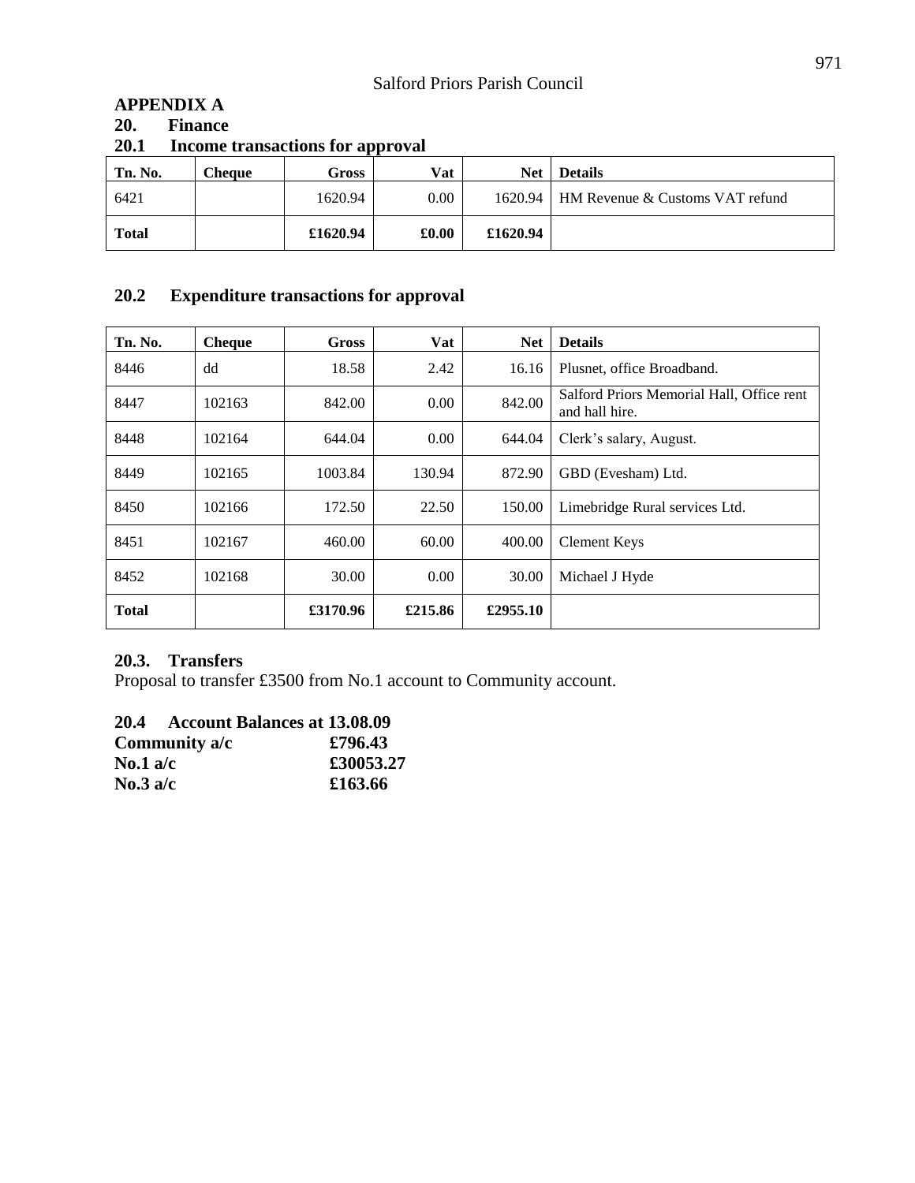Salford Priors Parish Council

**APPENDIX A**

**20. Finance**

**20.1 Income transactions for approval**

| Tn. No. | Cheque | Gross | Vat | Net | Details |
|---|---|---|---|---|---|
| 6421 | | 1620.94 | 0.00 | 1620.94 | HM Revenue & Customs VAT refund |
| **Total** | | **£1620.94** | **£0.00** | **£1620.94** | |

**20.2 Expenditure transactions for approval**

| Tn. No. | Cheque | Gross | Vat | Net | Details |
|---|---|---|---|---|---|
| 8446 | dd | 18.58 | 2.42 | 16.16 | Plusnet, office Broadband. |
| 8447 | 102163 | 842.00 | 0.00 | 842.00 | Salford Priors Memorial Hall, Office rent and hall hire. |
| 8448 | 102164 | 644.04 | 0.00 | 644.04 | Clerk's salary, August. |
| 8449 | 102165 | 1003.84 | 130.94 | 872.90 | GBD (Evesham) Ltd. |
| 8450 | 102166 | 172.50 | 22.50 | 150.00 | Limebridge Rural services Ltd. |
| 8451 | 102167 | 460.00 | 60.00 | 400.00 | Clement Keys |
| 8452 | 102168 | 30.00 | 0.00 | 30.00 | Michael J Hyde |
| **Total** | | **£3170.96** | **£215.86** | **£2955.10** | |

**20.3. Transfers**

Proposal to transfer £3500 from No.1 account to Community account.

**20.4 Account Balances at 13.08.09**

| | |
|---|---|
| **Community a/c** | **£796.43** |
| **No.1 a/c** | **£30053.27** |
| **No.3 a/c** | **£163.66** |